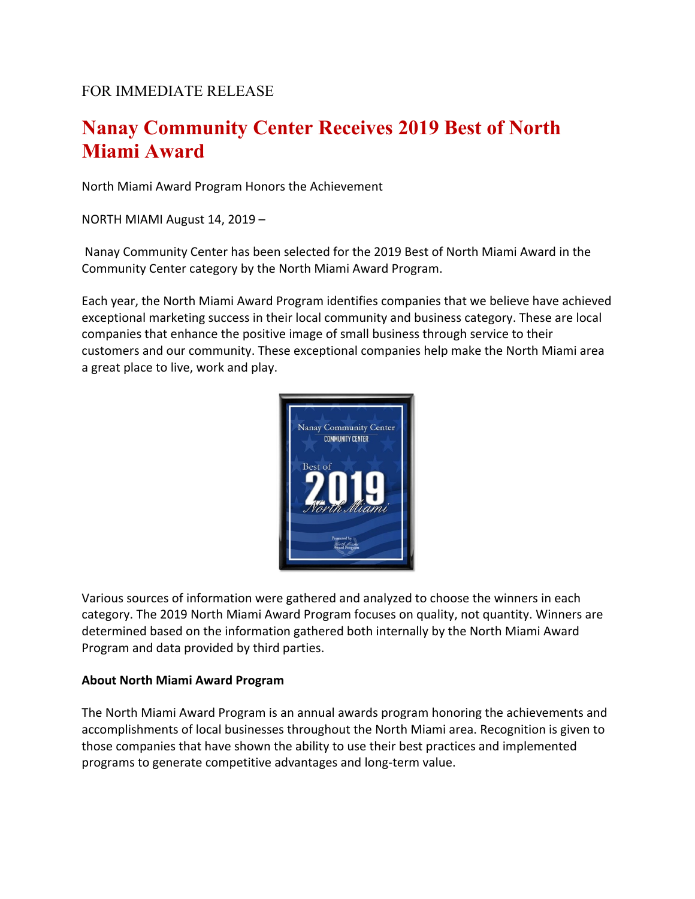FOR IMMEDIATE RELEASE

# Nanay Community Center Receives 2019 Best of North Miami Award

North Miami Award Program Honors the Achievement

NORTH MIAMI August 14, 2019 –

Nanay Community Center has been selected for the 2019 Best of North Miami Award in the Community Center category by the North Miami Award Program.

Each year, the North Miami Award Program identifies companies that we believe have achieved exceptional marketing success in their local community and business category. These are local companies that enhance the positive image of small business through service to their customers and our community. These exceptional companies help make the North Miami area a great place to live, work and play.

Various sources of information were gathered and analyzed to choose the winners in each category. The 2019 North Miami Award Program focuses on quality, not quantity. Winners are determined based on the information gathered both internally by the North Miami Award Program and data provided by third parties.

**About North Miami Award Program**

The North Miami Award Program is an annual awards program honoring the achievements and accomplishments of local businesses throughout the North Miami area. Recognition is given to those companies that have shown the ability to use their best practices and implemented programs to generate competitive advantages and long-term value.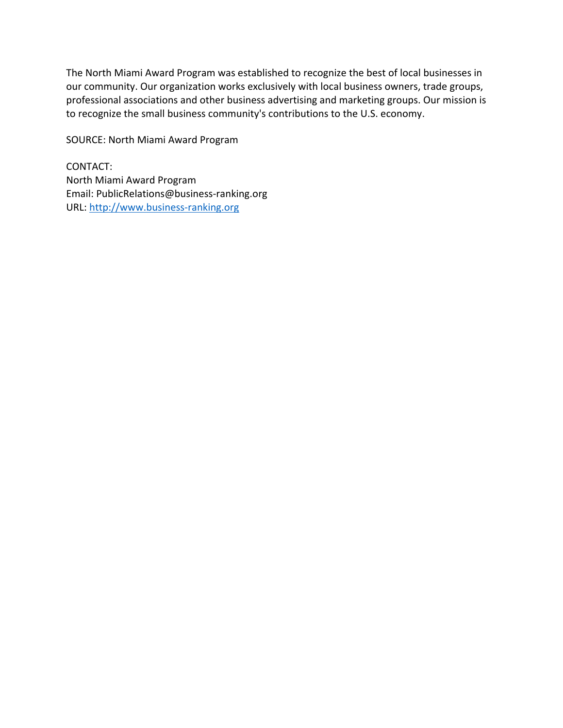The North Miami Award Program was established to recognize the best of local businesses in our community. Our organization works exclusively with local business owners, trade groups, professional associations and other business advertising and marketing groups. Our mission is to recognize the small business community's contributions to the U.S. economy.

SOURCE: North Miami Award Program

CONTACT:
North Miami Award Program
Email: PublicRelations@business-ranking.org
URL: http://www.business-ranking.org